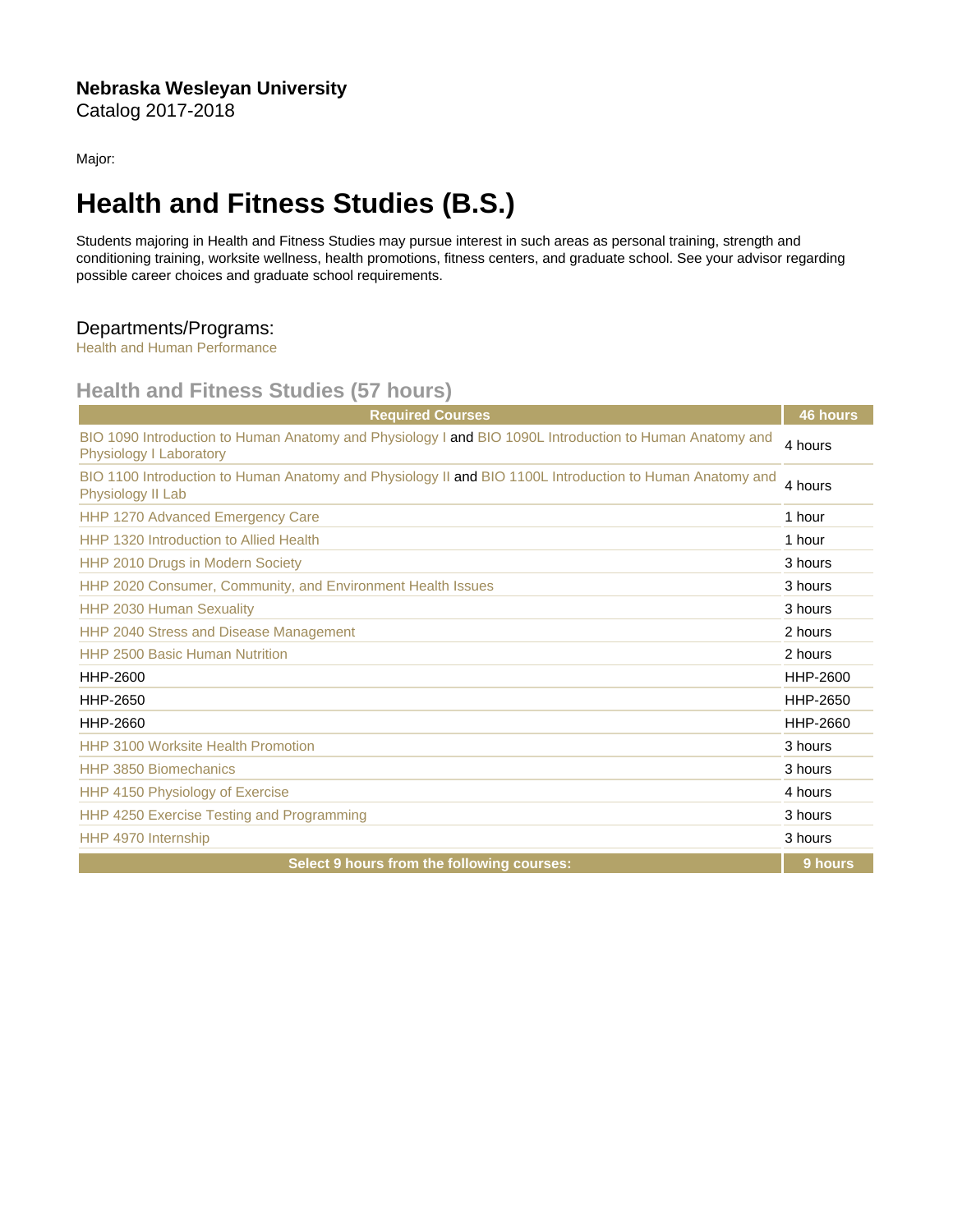**Nebraska Wesleyan University**
Catalog 2017-2018

Major:

# Health and Fitness Studies (B.S.)

Students majoring in Health and Fitness Studies may pursue interest in such areas as personal training, strength and conditioning training, worksite wellness, health promotions, fitness centers, and graduate school. See your advisor regarding possible career choices and graduate school requirements.

## Departments/Programs:

Health and Human Performance

## Health and Fitness Studies (57 hours)

| Required Courses | 46 hours |
|---|---|
| BIO 1090 Introduction to Human Anatomy and Physiology I and BIO 1090L Introduction to Human Anatomy and Physiology I Laboratory | 4 hours |
| BIO 1100 Introduction to Human Anatomy and Physiology II and BIO 1100L Introduction to Human Anatomy and Physiology II Lab | 4 hours |
| HHP 1270 Advanced Emergency Care | 1 hour |
| HHP 1320 Introduction to Allied Health | 1 hour |
| HHP 2010 Drugs in Modern Society | 3 hours |
| HHP 2020 Consumer, Community, and Environment Health Issues | 3 hours |
| HHP 2030 Human Sexuality | 3 hours |
| HHP 2040 Stress and Disease Management | 2 hours |
| HHP 2500 Basic Human Nutrition | 2 hours |
| HHP-2600 | HHP-2600 |
| HHP-2650 | HHP-2650 |
| HHP-2660 | HHP-2660 |
| HHP 3100 Worksite Health Promotion | 3 hours |
| HHP 3850 Biomechanics | 3 hours |
| HHP 4150 Physiology of Exercise | 4 hours |
| HHP 4250 Exercise Testing and Programming | 3 hours |
| HHP 4970 Internship | 3 hours |
| **Select 9 hours from the following courses:** | **9 hours** |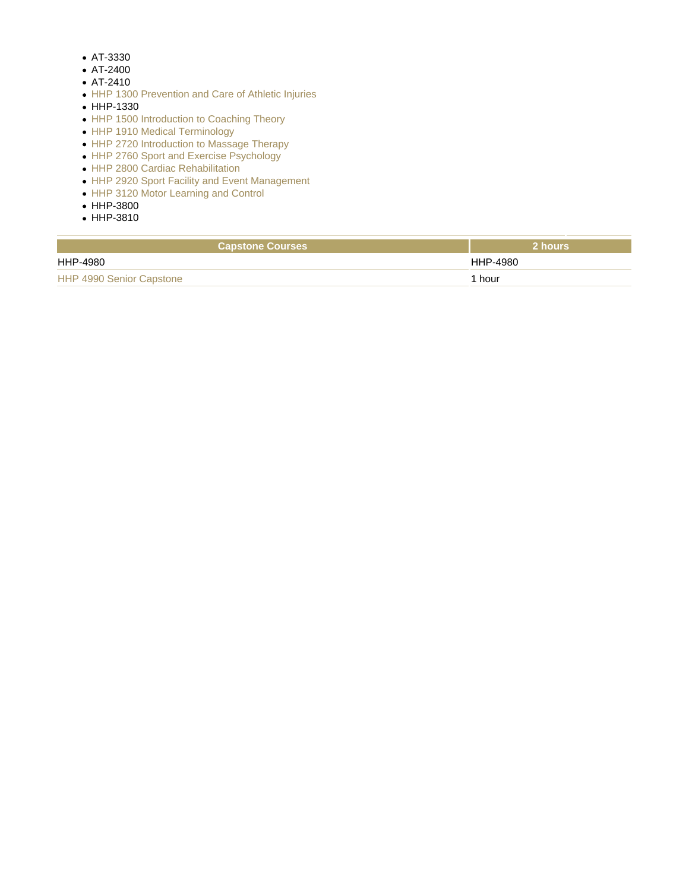- AT-3330
- AT-2400
- AT-2410
- HHP 1300 Prevention and Care of Athletic Injuries
- HHP-1330
- HHP 1500 Introduction to Coaching Theory
- HHP 1910 Medical Terminology
- HHP 2720 Introduction to Massage Therapy
- HHP 2760 Sport and Exercise Psychology
- HHP 2800 Cardiac Rehabilitation
- HHP 2920 Sport Facility and Event Management
- HHP 3120 Motor Learning and Control
- HHP-3800
- HHP-3810

| Capstone Courses | 2 hours |
|---|---|
| HHP-4980 | HHP-4980 |
| HHP 4990 Senior Capstone | 1 hour |